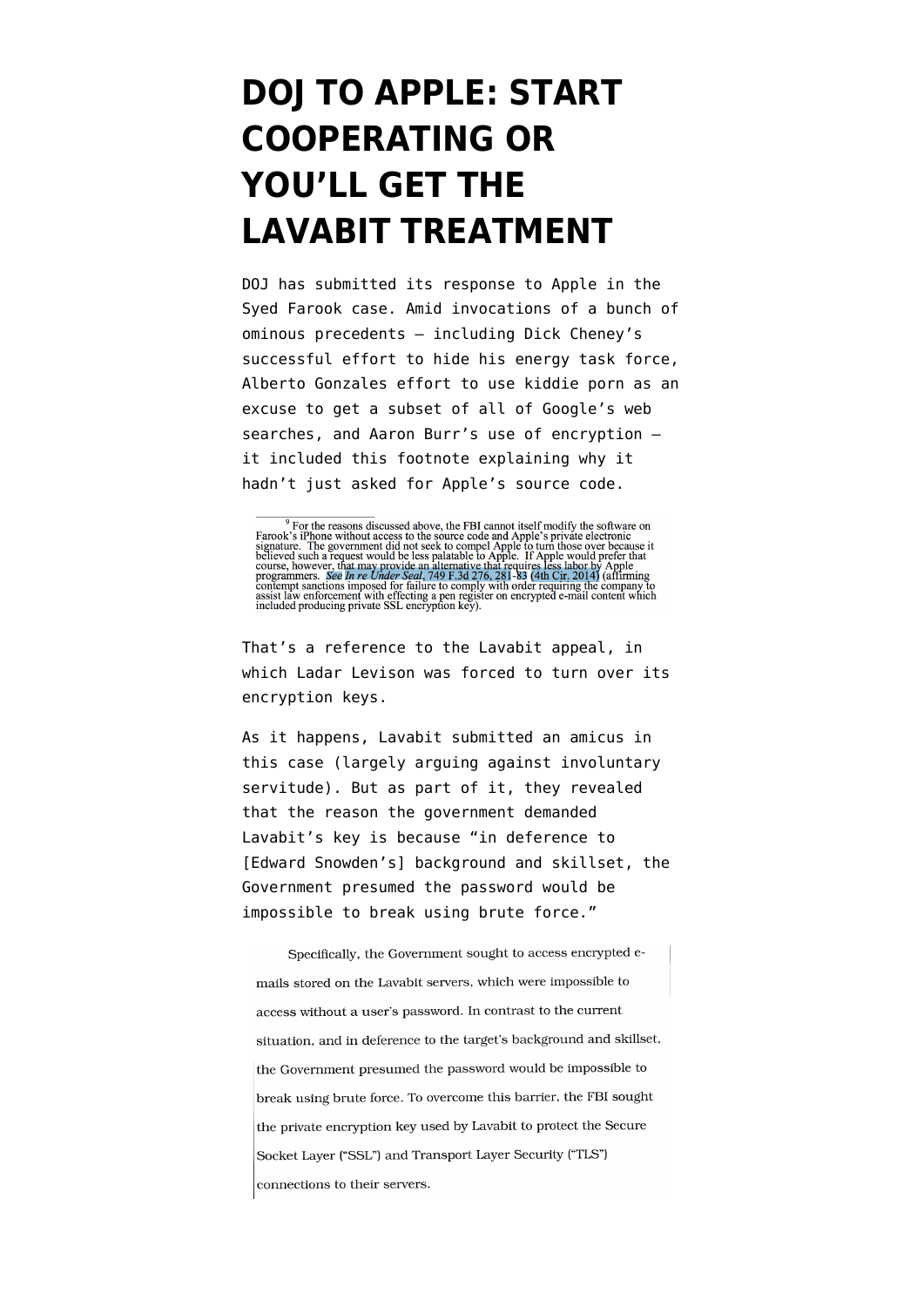# DOJ TO APPLE: START COOPERATING OR YOU'LL GET THE LAVABIT TREATMENT

DOJ has submitted its response to Apple in the Syed Farook case. Amid invocations of a bunch of ominous precedents — including Dick Cheney's successful effort to hide his energy task force, Alberto Gonzales effort to use kiddie porn as an excuse to get a subset of all of Google's web searches, and Aaron Burr's use of encryption — it included this footnote explaining why it hadn't just asked for Apple's source code.

> [9] For the reasons discussed above, the FBI cannot itself modify the software on Farook's iPhone without access to the source code and Apple's private electronic signature. The government did not seek to compel Apple to turn those over because it believed such a request would be less palatable to Apple. If Apple would prefer that course, however, that may provide an alternative that requires less labor by Apple programmers. *See In re Under Seal*, 749 F.3d 276, 281-83 (4th Cir. 2014) (affirming contempt sanctions imposed for failure to comply with order requiring the company to assist law enforcement with effecting a pen register on encrypted e-mail content which included producing private SSL encryption key).

That's a reference to the Lavabit appeal, in which Ladar Levison was forced to turn over its encryption keys.

As it happens, Lavabit submitted an amicus in this case (largely arguing against involuntary servitude). But as part of it, they revealed that the reason the government demanded Lavabit's key is because "in deference to [Edward Snowden's] background and skillset, the Government presumed the password would be impossible to break using brute force."

> Specifically, the Government sought to access encrypted e-mails stored on the Lavabit servers, which were impossible to access without a user's password. In contrast to the current situation, and in deference to the target's background and skillset, the Government presumed the password would be impossible to break using brute force. To overcome this barrier, the FBI sought the private encryption key used by Lavabit to protect the Secure Socket Layer ("SSL") and Transport Layer Security ("TLS") connections to their servers.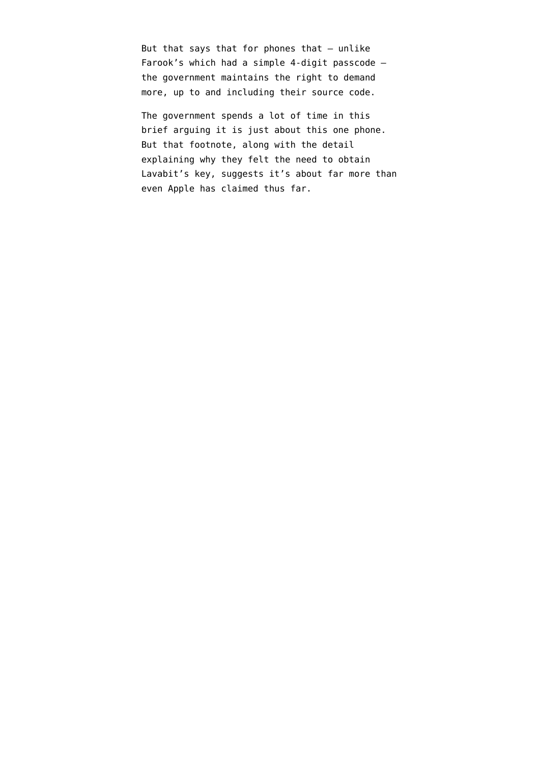But that says that for phones that — unlike Farook's which had a simple 4-digit passcode — the government maintains the right to demand more, up to and including their source code.

The government spends a lot of time in this brief arguing it is just about this one phone. But that footnote, along with the detail explaining why they felt the need to obtain Lavabit's key, suggests it's about far more than even Apple has claimed thus far.